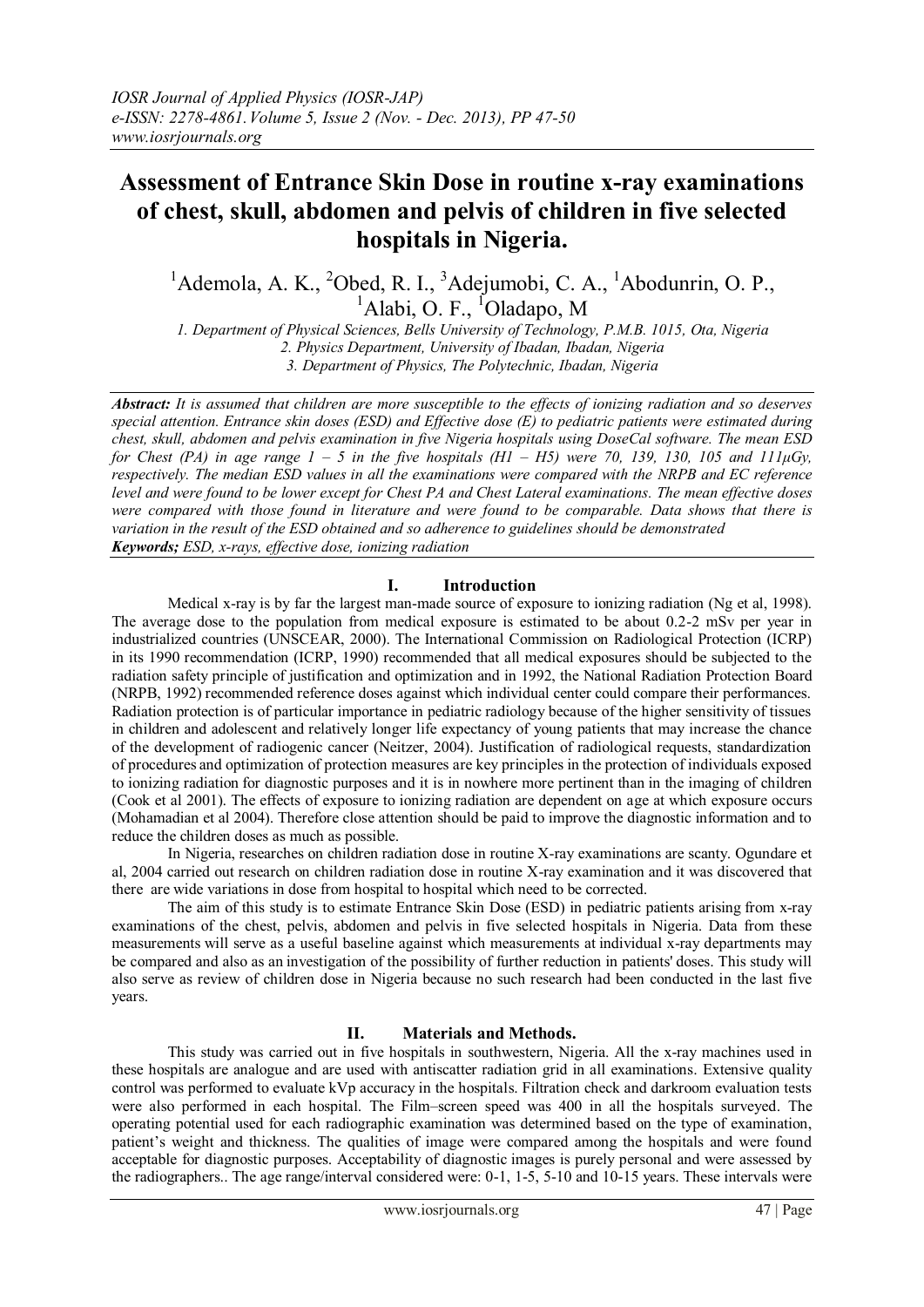# Assessment of Entrance Skin Dose in routine x-ray examinations of chest, skull, abdomen and pelvis of children in five selected hospitals in Nigeria.

[1]Ademola, A. K., [2]Obed, R. I., [3]Adejumobi, C. A., [1]Abodunrin, O. P., [1]Alabi, O. F., [1]Oladapo, M

*1. Department of Physical Sciences, Bells University of Technology, P.M.B. 1015, Ota, Nigeria*
*2. Physics Department, University of Ibadan, Ibadan, Nigeria*
*3. Department of Physics, The Polytechnic, Ibadan, Nigeria*

***Abstract:*** *It is assumed that children are more susceptible to the effects of ionizing radiation and so deserves special attention. Entrance skin doses (ESD) and Effective dose (E) to pediatric patients were estimated during chest, skull, abdomen and pelvis examination in five Nigeria hospitals using DoseCal software. The mean ESD for Chest (PA) in age range 1 – 5 in the five hospitals (H1 – H5) were 70, 139, 130, 105 and 111μGy, respectively. The median ESD values in all the examinations were compared with the NRPB and EC reference level and were found to be lower except for Chest PA and Chest Lateral examinations. The mean effective doses were compared with those found in literature and were found to be comparable. Data shows that there is variation in the result of the ESD obtained and so adherence to guidelines should be demonstrated*

***Keywords;*** *ESD, x-rays, effective dose, ionizing radiation*

## I. Introduction

Medical x-ray is by far the largest man-made source of exposure to ionizing radiation (Ng et al, 1998). The average dose to the population from medical exposure is estimated to be about 0.2-2 mSv per year in industrialized countries (UNSCEAR, 2000). The International Commission on Radiological Protection (ICRP) in its 1990 recommendation (ICRP, 1990) recommended that all medical exposures should be subjected to the radiation safety principle of justification and optimization and in 1992, the National Radiation Protection Board (NRPB, 1992) recommended reference doses against which individual center could compare their performances. Radiation protection is of particular importance in pediatric radiology because of the higher sensitivity of tissues in children and adolescent and relatively longer life expectancy of young patients that may increase the chance of the development of radiogenic cancer (Neitzer, 2004). Justification of radiological requests, standardization of procedures and optimization of protection measures are key principles in the protection of individuals exposed to ionizing radiation for diagnostic purposes and it is in nowhere more pertinent than in the imaging of children (Cook et al 2001). The effects of exposure to ionizing radiation are dependent on age at which exposure occurs (Mohamadian et al 2004). Therefore close attention should be paid to improve the diagnostic information and to reduce the children doses as much as possible.

In Nigeria, researches on children radiation dose in routine X-ray examinations are scanty. Ogundare et al, 2004 carried out research on children radiation dose in routine X-ray examination and it was discovered that there are wide variations in dose from hospital to hospital which need to be corrected.

The aim of this study is to estimate Entrance Skin Dose (ESD) in pediatric patients arising from x-ray examinations of the chest, pelvis, abdomen and pelvis in five selected hospitals in Nigeria. Data from these measurements will serve as a useful baseline against which measurements at individual x-ray departments may be compared and also as an investigation of the possibility of further reduction in patients' doses. This study will also serve as review of children dose in Nigeria because no such research had been conducted in the last five years.

## II. Materials and Methods.

This study was carried out in five hospitals in southwestern, Nigeria. All the x-ray machines used in these hospitals are analogue and are used with antiscatter radiation grid in all examinations. Extensive quality control was performed to evaluate kVp accuracy in the hospitals. Filtration check and darkroom evaluation tests were also performed in each hospital. The Film–screen speed was 400 in all the hospitals surveyed. The operating potential used for each radiographic examination was determined based on the type of examination, patient's weight and thickness. The qualities of image were compared among the hospitals and were found acceptable for diagnostic purposes. Acceptability of diagnostic images is purely personal and were assessed by the radiographers.. The age range/interval considered were: 0-1, 1-5, 5-10 and 10-15 years. These intervals were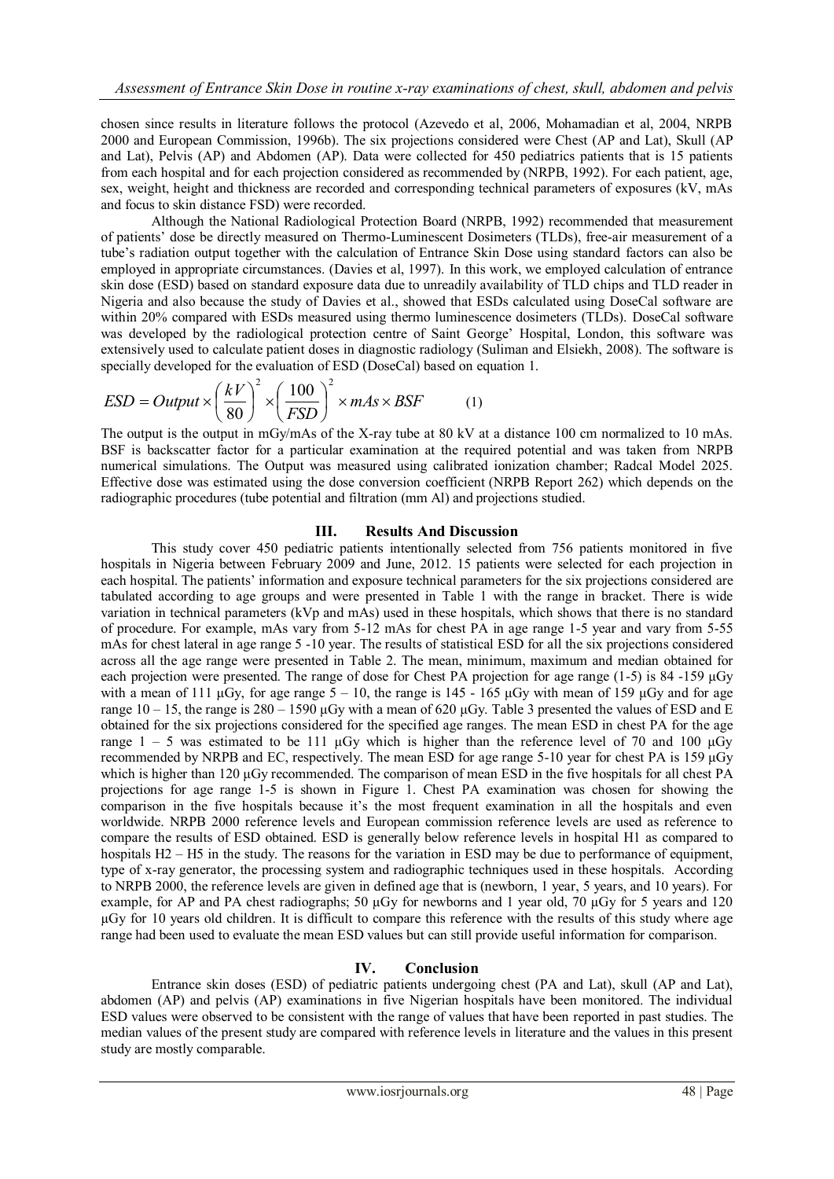chosen since results in literature follows the protocol (Azevedo et al, 2006, Mohamadian et al, 2004, NRPB 2000 and European Commission, 1996b). The six projections considered were Chest (AP and Lat), Skull (AP and Lat), Pelvis (AP) and Abdomen (AP). Data were collected for 450 pediatrics patients that is 15 patients from each hospital and for each projection considered as recommended by (NRPB, 1992). For each patient, age, sex, weight, height and thickness are recorded and corresponding technical parameters of exposures (kV, mAs and focus to skin distance FSD) were recorded.

Although the National Radiological Protection Board (NRPB, 1992) recommended that measurement of patients' dose be directly measured on Thermo-Luminescent Dosimeters (TLDs), free-air measurement of a tube's radiation output together with the calculation of Entrance Skin Dose using standard factors can also be employed in appropriate circumstances. (Davies et al, 1997). In this work, we employed calculation of entrance skin dose (ESD) based on standard exposure data due to unreadily availability of TLD chips and TLD reader in Nigeria and also because the study of Davies et al., showed that ESDs calculated using DoseCal software are within 20% compared with ESDs measured using thermo luminescence dosimeters (TLDs). DoseCal software was developed by the radiological protection centre of Saint George' Hospital, London, this software was extensively used to calculate patient doses in diagnostic radiology (Suliman and Elsiekh, 2008). The software is specially developed for the evaluation of ESD (DoseCal) based on equation 1.

$$ESD = Output \times \left(\frac{kV}{80}\right)^2 \times \left(\frac{100}{FSD}\right)^2 \times mAs \times BSF \qquad (1)$$

The output is the output in mGy/mAs of the X-ray tube at 80 kV at a distance 100 cm normalized to 10 mAs. BSF is backscatter factor for a particular examination at the required potential and was taken from NRPB numerical simulations. The Output was measured using calibrated ionization chamber; Radcal Model 2025. Effective dose was estimated using the dose conversion coefficient (NRPB Report 262) which depends on the radiographic procedures (tube potential and filtration (mm Al) and projections studied.

## III. Results And Discussion

This study cover 450 pediatric patients intentionally selected from 756 patients monitored in five hospitals in Nigeria between February 2009 and June, 2012. 15 patients were selected for each projection in each hospital. The patients' information and exposure technical parameters for the six projections considered are tabulated according to age groups and were presented in Table 1 with the range in bracket. There is wide variation in technical parameters (kVp and mAs) used in these hospitals, which shows that there is no standard of procedure. For example, mAs vary from 5-12 mAs for chest PA in age range 1-5 year and vary from 5-55 mAs for chest lateral in age range 5 -10 year. The results of statistical ESD for all the six projections considered across all the age range were presented in Table 2. The mean, minimum, maximum and median obtained for each projection were presented. The range of dose for Chest PA projection for age range (1-5) is 84 -159 µGy with a mean of 111 µGy, for age range 5 – 10, the range is 145 - 165 µGy with mean of 159 µGy and for age range 10 – 15, the range is 280 – 1590 µGy with a mean of 620 µGy. Table 3 presented the values of ESD and E obtained for the six projections considered for the specified age ranges. The mean ESD in chest PA for the age range 1 – 5 was estimated to be 111 µGy which is higher than the reference level of 70 and 100 µGy recommended by NRPB and EC, respectively. The mean ESD for age range 5-10 year for chest PA is 159 µGy which is higher than 120 µGy recommended. The comparison of mean ESD in the five hospitals for all chest PA projections for age range 1-5 is shown in Figure 1. Chest PA examination was chosen for showing the comparison in the five hospitals because it's the most frequent examination in all the hospitals and even worldwide. NRPB 2000 reference levels and European commission reference levels are used as reference to compare the results of ESD obtained. ESD is generally below reference levels in hospital H1 as compared to hospitals H2 – H5 in the study. The reasons for the variation in ESD may be due to performance of equipment, type of x-ray generator, the processing system and radiographic techniques used in these hospitals. According to NRPB 2000, the reference levels are given in defined age that is (newborn, 1 year, 5 years, and 10 years). For example, for AP and PA chest radiographs; 50 µGy for newborns and 1 year old, 70 µGy for 5 years and 120 µGy for 10 years old children. It is difficult to compare this reference with the results of this study where age range had been used to evaluate the mean ESD values but can still provide useful information for comparison.

## IV. Conclusion

Entrance skin doses (ESD) of pediatric patients undergoing chest (PA and Lat), skull (AP and Lat), abdomen (AP) and pelvis (AP) examinations in five Nigerian hospitals have been monitored. The individual ESD values were observed to be consistent with the range of values that have been reported in past studies. The median values of the present study are compared with reference levels in literature and the values in this present study are mostly comparable.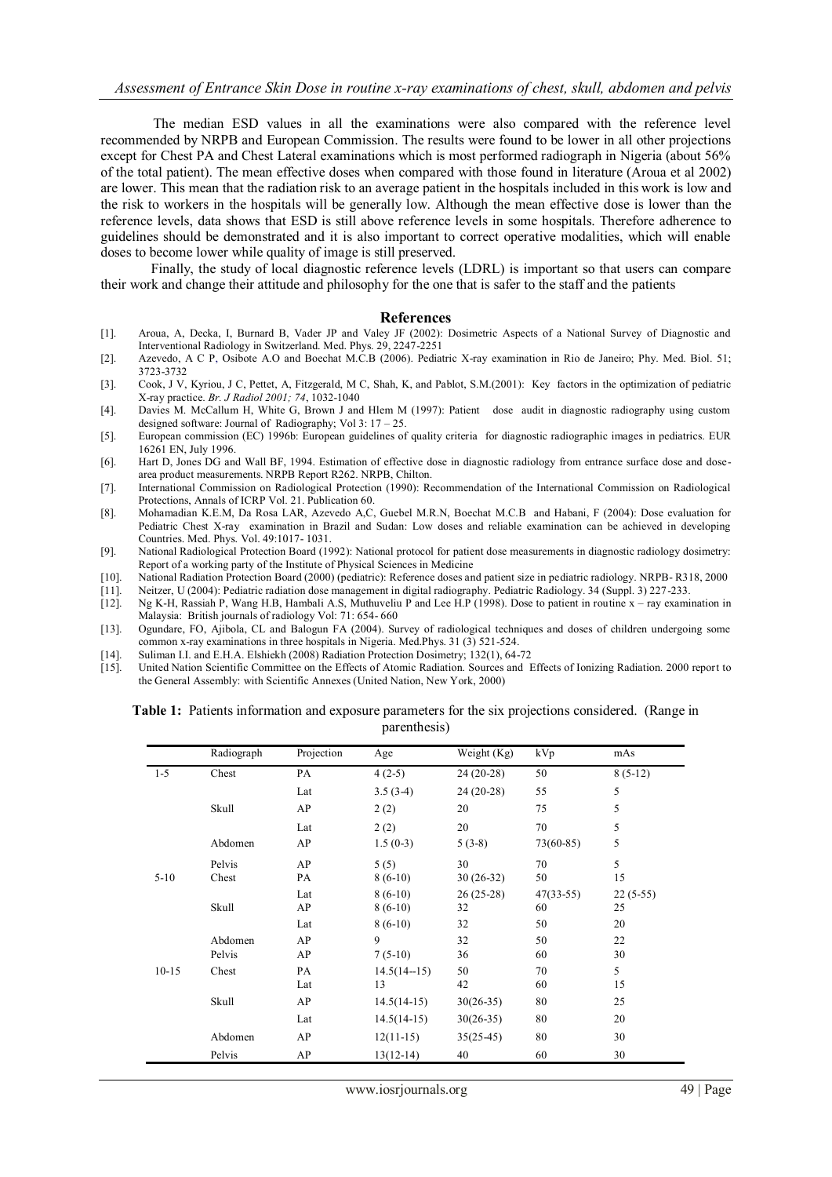The median ESD values in all the examinations were also compared with the reference level recommended by NRPB and European Commission. The results were found to be lower in all other projections except for Chest PA and Chest Lateral examinations which is most performed radiograph in Nigeria (about 56% of the total patient). The mean effective doses when compared with those found in literature (Aroua et al 2002) are lower. This mean that the radiation risk to an average patient in the hospitals included in this work is low and the risk to workers in the hospitals will be generally low. Although the mean effective dose is lower than the reference levels, data shows that ESD is still above reference levels in some hospitals. Therefore adherence to guidelines should be demonstrated and it is also important to correct operative modalities, which will enable doses to become lower while quality of image is still preserved.

Finally, the study of local diagnostic reference levels (LDRL) is important so that users can compare their work and change their attitude and philosophy for the one that is safer to the staff and the patients

## References

[1]. Aroua, A, Decka, I, Burnard B, Vader JP and Valey JF (2002): Dosimetric Aspects of a National Survey of Diagnostic and Interventional Radiology in Switzerland. Med. Phys. 29, 2247-2251

[2]. Azevedo, A C P, Osibote A.O and Boechat M.C.B (2006). Pediatric X-ray examination in Rio de Janeiro; Phy. Med. Biol. 51; 3723-3732

[3]. Cook, J V, Kyriou, J C, Pettet, A, Fitzgerald, M C, Shah, K, and Pablot, S.M.(2001): Key factors in the optimization of pediatric X-ray practice. *Br. J Radiol 2001; 74*, 1032-1040

[4]. Davies M. McCallum H, White G, Brown J and Hlem M (1997): Patient dose audit in diagnostic radiography using custom designed software: Journal of Radiography; Vol 3: 17 – 25.

[5]. European commission (EC) 1996b: European guidelines of quality criteria for diagnostic radiographic images in pediatrics. EUR 16261 EN, July 1996.

[6]. Hart D, Jones DG and Wall BF, 1994. Estimation of effective dose in diagnostic radiology from entrance surface dose and dose-area product measurements. NRPB Report R262. NRPB, Chilton.

[7]. International Commission on Radiological Protection (1990): Recommendation of the International Commission on Radiological Protections, Annals of ICRP Vol. 21. Publication 60.

[8]. Mohamadian K.E.M, Da Rosa LAR, Azevedo A,C, Guebel M.R.N, Boechat M.C.B and Habani, F (2004): Dose evaluation for Pediatric Chest X-ray examination in Brazil and Sudan: Low doses and reliable examination can be achieved in developing Countries. Med. Phys. Vol. 49:1017- 1031.

[9]. National Radiological Protection Board (1992): National protocol for patient dose measurements in diagnostic radiology dosimetry: Report of a working party of the Institute of Physical Sciences in Medicine

[10]. National Radiation Protection Board (2000) (pediatric): Reference doses and patient size in pediatric radiology. NRPB- R318, 2000

[11]. Neitzer, U (2004): Pediatric radiation dose management in digital radiography. Pediatric Radiology. 34 (Suppl. 3) 227-233.

[12]. Ng K-H, Rassiah P, Wang H.B, Hambali A.S, Muthuveliu P and Lee H.P (1998). Dose to patient in routine x – ray examination in Malaysia: British journals of radiology Vol: 71: 654- 660

[13]. Ogundare, FO, Ajibola, CL and Balogun FA (2004). Survey of radiological techniques and doses of children undergoing some common x-ray examinations in three hospitals in Nigeria. Med.Phys. 31 (3) 521-524.

[14]. Suliman I.I. and E.H.A. Elshiekh (2008) Radiation Protection Dosimetry; 132(1), 64-72

[15]. United Nation Scientific Committee on the Effects of Atomic Radiation. Sources and Effects of Ionizing Radiation. 2000 report to the General Assembly: with Scientific Annexes (United Nation, New York, 2000)

**Table 1:** Patients information and exposure parameters for the six projections considered. (Range in parenthesis)

| | Radiograph | Projection | Age | Weight (Kg) | kVp | mAs |
|---|---|---|---|---|---|---|
| 1-5 | Chest | PA | 4 (2-5) | 24 (20-28) | 50 | 8 (5-12) |
| | | Lat | 3.5 (3-4) | 24 (20-28) | 55 | 5 |
| | Skull | AP | 2 (2) | 20 | 75 | 5 |
| | | Lat | 2 (2) | 20 | 70 | 5 |
| | Abdomen | AP | 1.5 (0-3) | 5 (3-8) | 73(60-85) | 5 |
| | Pelvis | AP | 5 (5) | 30 | 70 | 5 |
| 5-10 | Chest | PA | 8 (6-10) | 30 (26-32) | 50 | 15 |
| | | Lat | 8 (6-10) | 26 (25-28) | 47(33-55) | 22 (5-55) |
| | Skull | AP | 8 (6-10) | 32 | 60 | 25 |
| | | Lat | 8 (6-10) | 32 | 50 | 20 |
| | Abdomen | AP | 9 | 32 | 50 | 22 |
| | Pelvis | AP | 7 (5-10) | 36 | 60 | 30 |
| 10-15 | Chest | PA | 14.5(14--15) | 50 | 70 | 5 |
| | | Lat | 13 | 42 | 60 | 15 |
| | Skull | AP | 14.5(14-15) | 30(26-35) | 80 | 25 |
| | | Lat | 14.5(14-15) | 30(26-35) | 80 | 20 |
| | Abdomen | AP | 12(11-15) | 35(25-45) | 80 | 30 |
| | Pelvis | AP | 13(12-14) | 40 | 60 | 30 |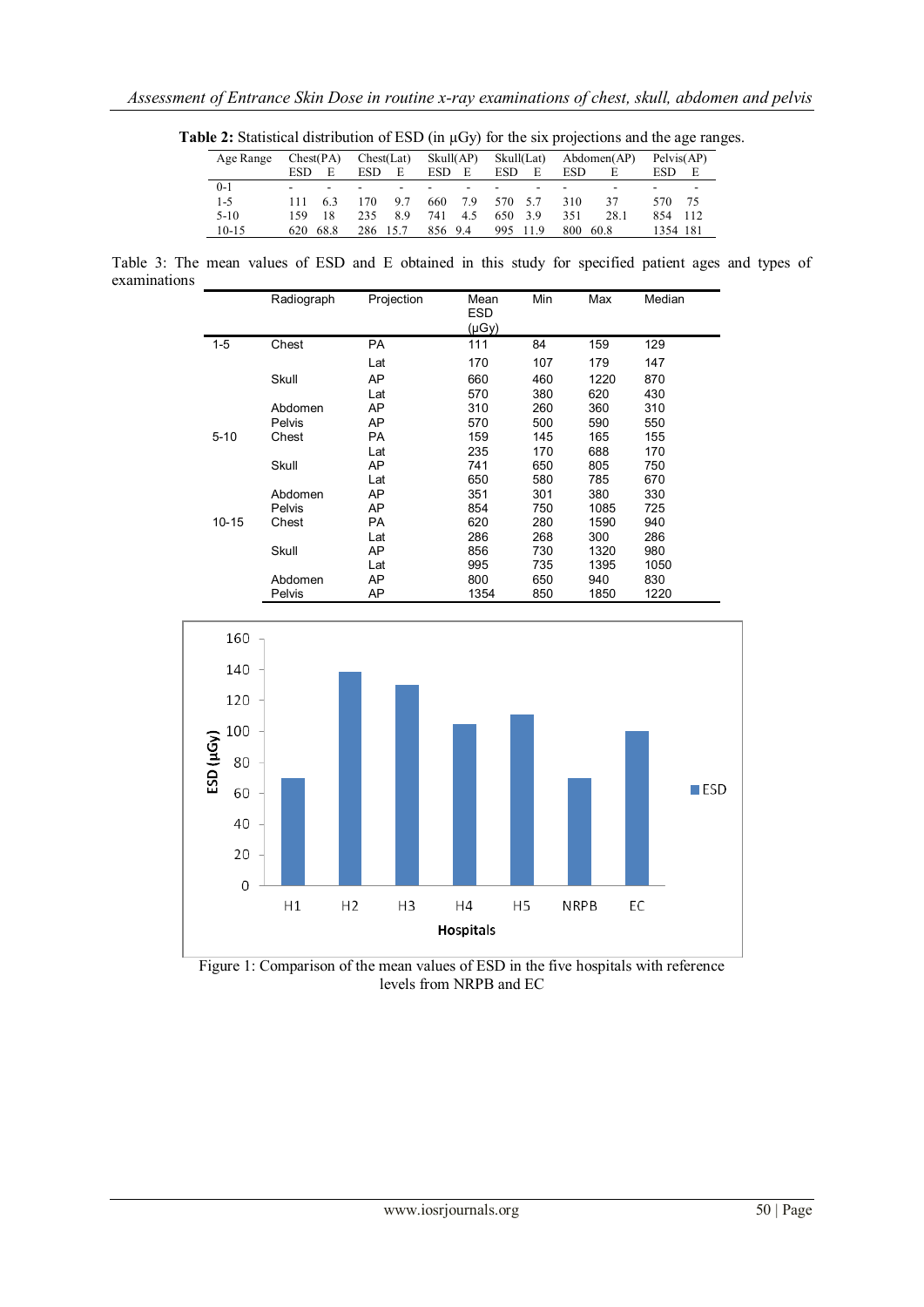**Table 2:** Statistical distribution of ESD (in μGy) for the six projections and the age ranges.

| Age Range | Chest(PA) | | Chest(Lat) | | Skull(AP) | | Skull(Lat) | | Abdomen(AP) | | Pelvis(AP) | |
|---|---|---|---|---|---|---|---|---|---|---|---|---|
| | ESD | E | ESD | E | ESD | E | ESD | E | ESD | E | ESD | E |
| 0-1 | - | - | - | - | - | - | - | - | - | - | - | - |
| 1-5 | 111 | 6.3 | 170 | 9.7 | 660 | 7.9 | 570 | 5.7 | 310 | 37 | 570 | 75 |
| 5-10 | 159 | 18 | 235 | 8.9 | 741 | 4.5 | 650 | 3.9 | 351 | 28.1 | 854 | 112 |
| 10-15 | 620 | 68.8 | 286 | 15.7 | 856 | 9.4 | 995 | 11.9 | 800 | 60.8 | 1354 | 181 |

Table 3: The mean values of ESD and E obtained in this study for specified patient ages and types of examinations

| | Radiograph | Projection | Mean ESD (μGy) | Min | Max | Median |
|---|---|---|---|---|---|---|
| 1-5 | Chest | PA | 111 | 84 | 159 | 129 |
| | | Lat | 170 | 107 | 179 | 147 |
| | Skull | AP | 660 | 460 | 1220 | 870 |
| | | Lat | 570 | 380 | 620 | 430 |
| | Abdomen | AP | 310 | 260 | 360 | 310 |
| | Pelvis | AP | 570 | 500 | 590 | 550 |
| 5-10 | Chest | PA | 159 | 145 | 165 | 155 |
| | | Lat | 235 | 170 | 688 | 170 |
| | Skull | AP | 741 | 650 | 805 | 750 |
| | | Lat | 650 | 580 | 785 | 670 |
| | Abdomen | AP | 351 | 301 | 380 | 330 |
| | Pelvis | AP | 854 | 750 | 1085 | 725 |
| 10-15 | Chest | PA | 620 | 280 | 1590 | 940 |
| | | Lat | 286 | 268 | 300 | 286 |
| | Skull | AP | 856 | 730 | 1320 | 980 |
| | | Lat | 995 | 735 | 1395 | 1050 |
| | Abdomen | AP | 800 | 650 | 940 | 830 |
| | Pelvis | AP | 1354 | 850 | 1850 | 1220 |

ESD (μGy)
0
20
40
60
80
100
120
140
160
H1
H2
H3
H4
H5
NRPB
EC
Hospitals
ESD

Figure 1: Comparison of the mean values of ESD in the five hospitals with reference levels from NRPB and EC